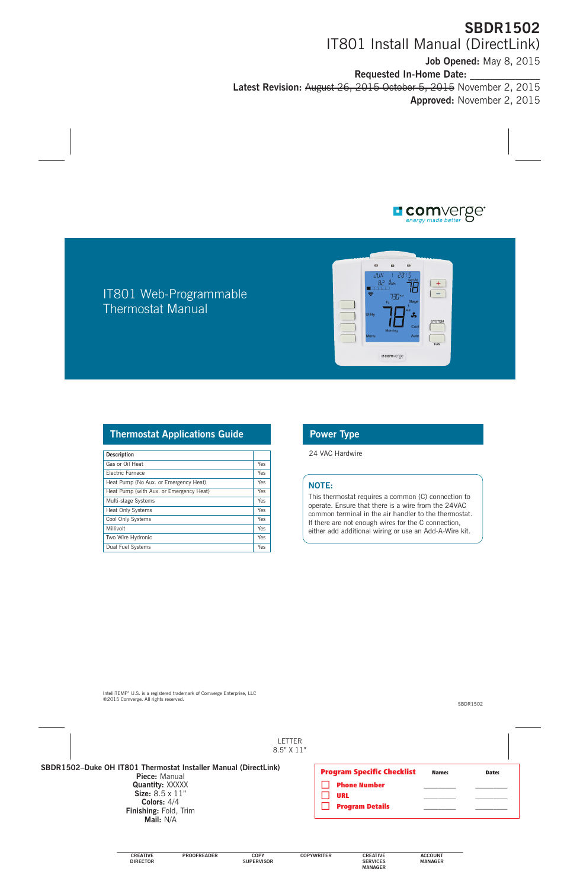**SBDR1502**

IT801 Install Manual (DirectLink)

**Job Opened:** May 8, 2015

**Requested In-Home Date:** ____________

**Latest Revision:** ~~August 26, 2015 October 5, 2015~~ November 2, 2015

**Approved:** November 2, 2015

comverge
energy made better

# IT801 Web-Programmable Thermostat Manual

## Thermostat Applications Guide

| Description | |
|---|---|
| Gas or Oil Heat | Yes |
| Electric Furnace | Yes |
| Heat Pump (No Aux. or Emergency Heat) | Yes |
| Heat Pump (with Aux. or Emergency Heat) | Yes |
| Multi-stage Systems | Yes |
| Heat Only Systems | Yes |
| Cool Only Systems | Yes |
| Millivolt | Yes |
| Two Wire Hydronic | Yes |
| Dual Fuel Systems | Yes |

## Power Type

24 VAC Hardwire

**NOTE:**

This thermostat requires a common (C) connection to operate. Ensure that there is a wire from the 24VAC common terminal in the air handler to the thermostat. If there are not enough wires for the C connection, either add additional wiring or use an Add-A-Wire kit.

IntelliTEMP® U.S. is a registered trademark of Comverge Enterprise, LLC
®2015 Comverge. All rights reserved.

SBDR1502

LETTER
8.5" X 11"

**SBDR1502–Duke OH IT801 Thermostat Installer Manual (DirectLink)**
**Piece:** Manual
**Quantity:** XXXXX
**Size:** 8.5 x 11"
**Colors:** 4/4
**Finishing:** Fold, Trim
**Mail:** N/A

| Program Specific Checklist | Name: | Date: |
|---|---|---|
| ☐ Phone Number | ________ | ________ |
| ☐ URL | ________ | ________ |
| ☐ Program Details | ________ | ________ |

| CREATIVE DIRECTOR | PROOFREADER | COPY SUPERVISOR | COPYWRITER | CREATIVE SERVICES MANAGER | ACCOUNT MANAGER |
|---|---|---|---|---|---|
| | | | | | |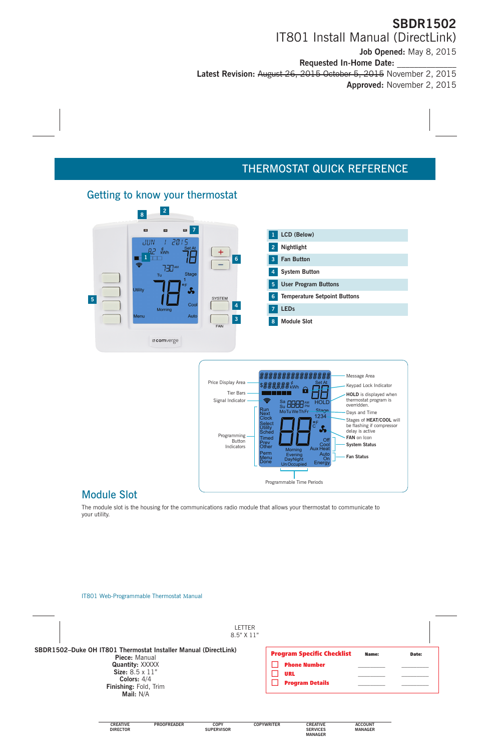**SBDR1502**

IT801 Install Manual (DirectLink)

**Job Opened:** May 8, 2015

**Requested In-Home Date:** ____________

**Latest Revision:** ~~August 26, 2015 October 5, 2015~~ November 2, 2015

**Approved:** November 2, 2015

# THERMOSTAT QUICK REFERENCE

## Getting to know your thermostat

| # | Item |
|---|---|
| 1 | LCD (Below) |
| 2 | Nightlight |
| 3 | Fan Button |
| 4 | System Button |
| 5 | User Program Buttons |
| 6 | Temperature Setpoint Buttons |
| 7 | LEDs |
| 8 | Module Slot |

LCD display labels:

- Price Display Area
- Tier Bars
- Signal Indicator
- Programming Button Indicators
- Message Area
- Keypad Lock Indicator
- **HOLD** is displayed when thermostat program is overridden.
- Days and Time
- Stages of **HEAT/COOL** will be flashing if compressor delay is active
- **FAN** on Icon
- System Status
- Fan Status
- Programmable Time Periods

## Module Slot

The module slot is the housing for the communications radio module that allows your thermostat to communicate to your utility.

IT801 Web-Programmable Thermostat Manual

LETTER
8.5" X 11"

**SBDR1502–Duke OH IT801 Thermostat Installer Manual (DirectLink)**
**Piece:** Manual
**Quantity:** XXXXX
**Size:** 8.5 x 11"
**Colors:** 4/4
**Finishing:** Fold, Trim
**Mail:** N/A

| **Program Specific Checklist** | **Name:** | **Date:** |
|---|---|---|
| ☐ **Phone Number** | ________ | ________ |
| ☐ **URL** | ________ | ________ |
| ☐ **Program Details** | ________ | ________ |

| CREATIVE DIRECTOR | PROOFREADER | COPY SUPERVISOR | COPYWRITER | CREATIVE SERVICES MANAGER | ACCOUNT MANAGER |
|---|---|---|---|---|---|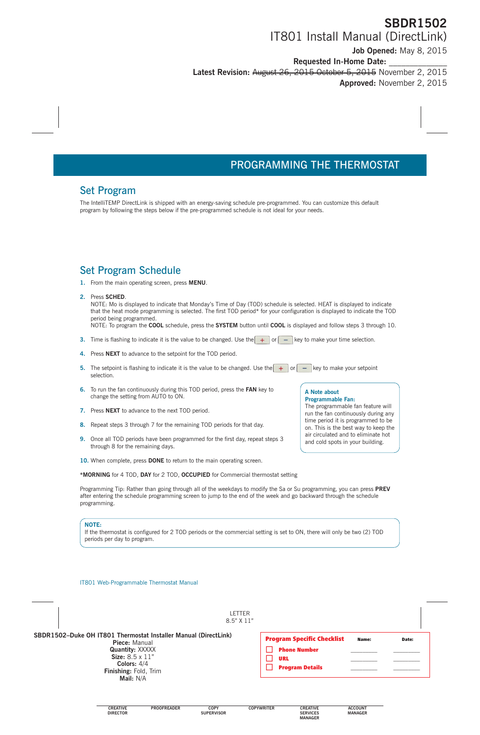**SBDR1502**
IT801 Install Manual (DirectLink)
**Job Opened:** May 8, 2015
**Requested In-Home Date:** ____________
**Latest Revision:** ~~August 26, 2015~~ ~~October 5, 2015~~ November 2, 2015
**Approved:** November 2, 2015

# PROGRAMMING THE THERMOSTAT

## Set Program

The IntelliTEMP DirectLink is shipped with an energy-saving schedule pre-programmed. You can customize this default program by following the steps below if the pre-programmed schedule is not ideal for your needs.

## Set Program Schedule

1. From the main operating screen, press **MENU**.
2. Press **SCHED**.
   NOTE: Mo is displayed to indicate that Monday's Time of Day (TOD) schedule is selected. HEAT is displayed to indicate that the heat mode programming is selected. The first TOD period* for your configuration is displayed to indicate the TOD period being programmed.
   NOTE: To program the **COOL** schedule, press the **SYSTEM** button until **COOL** is displayed and follow steps 3 through 10.
3. Time is flashing to indicate it is the value to be changed. Use the + or − key to make your time selection.
4. Press **NEXT** to advance to the setpoint for the TOD period.
5. The setpoint is flashing to indicate it is the value to be changed. Use the + or − key to make your setpoint selection.
6. To run the fan continuously during this TOD period, press the **FAN** key to change the setting from AUTO to ON.
7. Press **NEXT** to advance to the next TOD period.
8. Repeat steps 3 through 7 for the remaining TOD periods for that day.
9. Once all TOD periods have been programmed for the first day, repeat steps 3 through 8 for the remaining days.
10. When complete, press **DONE** to return to the main operating screen.

> **A Note about Programmable Fan:**
> The programmable fan feature will run the fan continuously during any time period it is programmed to be on. This is the best way to keep the air circulated and to eliminate hot and cold spots in your building.

*__MORNING__ for 4 TOD, **DAY** for 2 TOD, **OCCUPIED** for Commercial thermostat setting

Programming Tip: Rather than going through all of the weekdays to modify the Sa or Su programming, you can press **PREV** after entering the schedule programming screen to jump to the end of the week and go backward through the schedule programming.

> **NOTE:**
> If the thermostat is configured for 2 TOD periods or the commercial setting is set to ON, there will only be two (2) TOD periods per day to program.

IT801 Web-Programmable Thermostat Manual

LETTER
8.5" X 11"

**SBDR1502–Duke OH IT801 Thermostat Installer Manual (DirectLink)**
**Piece:** Manual
**Quantity:** XXXXX
**Size:** 8.5 x 11"
**Colors:** 4/4
**Finishing:** Fold, Trim
**Mail:** N/A

| Program Specific Checklist | Name: | Date: |
|---|---|---|
| ☐ Phone Number | ________ | ________ |
| ☐ URL | ________ | ________ |
| ☐ Program Details | ________ | ________ |

| CREATIVE DIRECTOR | PROOFREADER | COPY SUPERVISOR | COPYWRITER | CREATIVE SERVICES MANAGER | ACCOUNT MANAGER |
|---|---|---|---|---|---|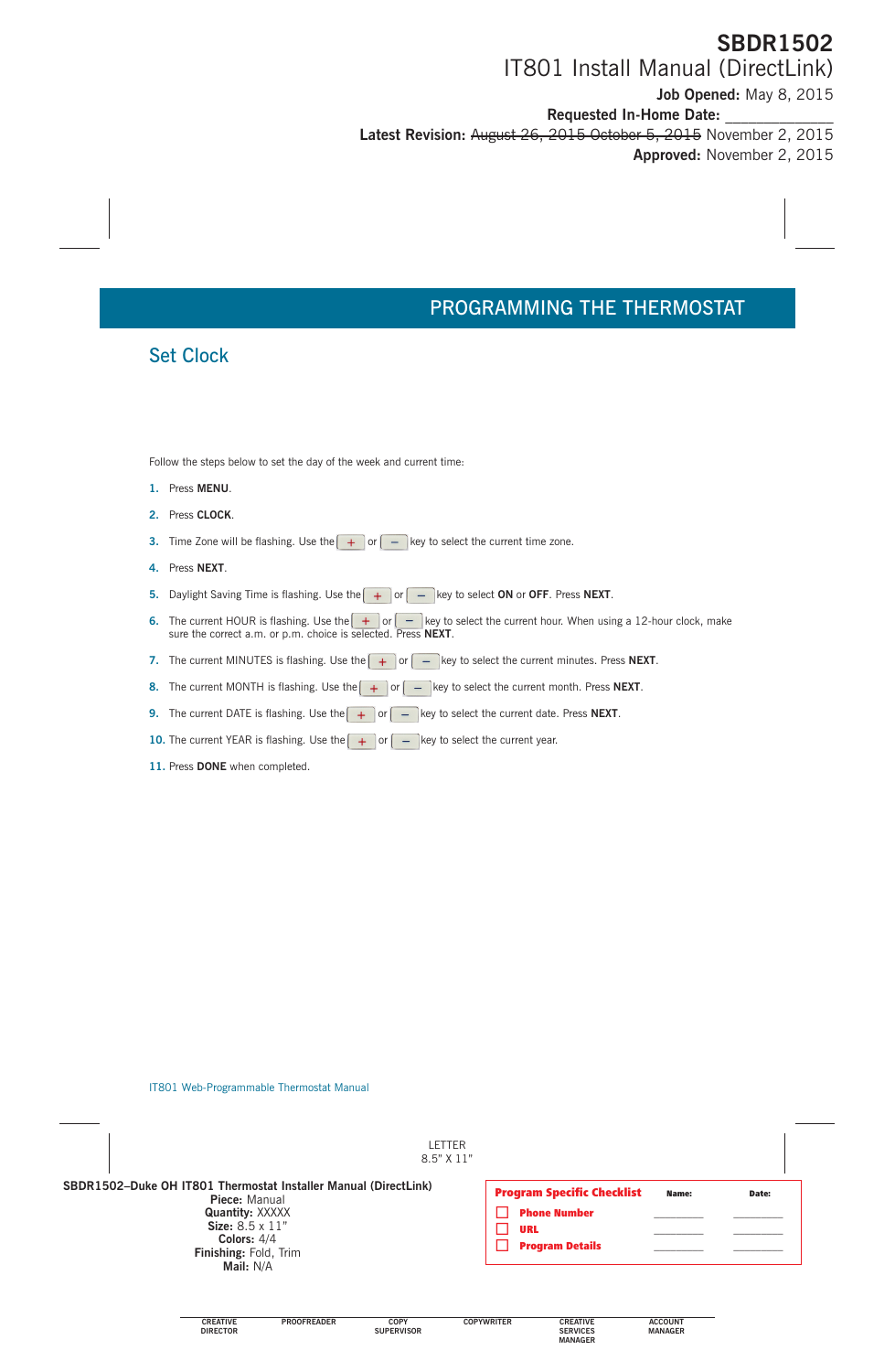SBDR1502
IT801 Install Manual (DirectLink)
**Job Opened:** May 8, 2015
**Requested In-Home Date:** ____________
**Latest Revision:** ~~August 26, 2015 October 5, 2015~~ November 2, 2015
**Approved:** November 2, 2015

# PROGRAMMING THE THERMOSTAT

## Set Clock

Follow the steps below to set the day of the week and current time:

1. Press **MENU**.
2. Press **CLOCK**.
3. Time Zone will be flashing. Use the + or – key to select the current time zone.
4. Press **NEXT**.
5. Daylight Saving Time is flashing. Use the + or – key to select **ON** or **OFF**. Press **NEXT**.
6. The current HOUR is flashing. Use the + or – key to select the current hour. When using a 12-hour clock, make sure the correct a.m. or p.m. choice is selected. Press **NEXT**.
7. The current MINUTES is flashing. Use the + or – key to select the current minutes. Press **NEXT**.
8. The current MONTH is flashing. Use the + or – key to select the current month. Press **NEXT**.
9. The current DATE is flashing. Use the + or – key to select the current date. Press **NEXT**.
10. The current YEAR is flashing. Use the + or – key to select the current year.
11. Press **DONE** when completed.

IT801 Web-Programmable Thermostat Manual

LETTER
8.5" X 11"

**SBDR1502–Duke OH IT801 Thermostat Installer Manual (DirectLink)**
**Piece:** Manual
**Quantity:** XXXXX
**Size:** 8.5 x 11"
**Colors:** 4/4
**Finishing:** Fold, Trim
**Mail:** N/A

| Program Specific Checklist | Name: | Date: |
|---|---|---|
| ☐ Phone Number | ________ | ________ |
| ☐ URL | ________ | ________ |
| ☐ Program Details | ________ | ________ |

| CREATIVE DIRECTOR | PROOFREADER | COPY SUPERVISOR | COPYWRITER | CREATIVE SERVICES MANAGER | ACCOUNT MANAGER |
|---|---|---|---|---|---|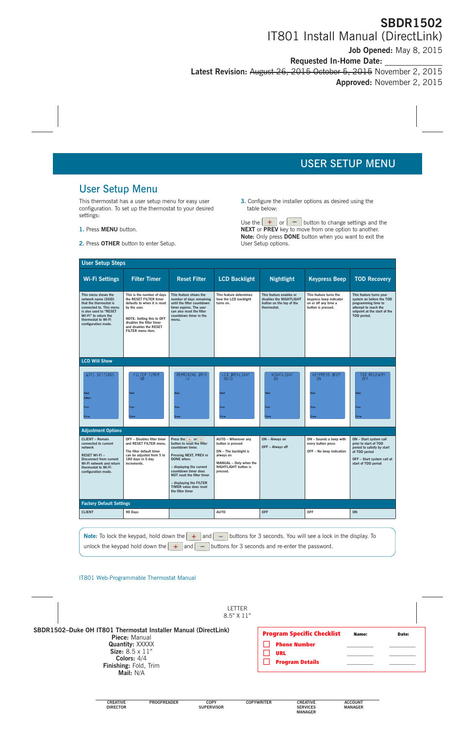**SBDR1502**

IT801 Install Manual (DirectLink)

**Job Opened:** May 8, 2015

**Requested In-Home Date:** ____________

**Latest Revision:** ~~August 26, 2015 October 5, 2015~~ November 2, 2015

**Approved:** November 2, 2015

# USER SETUP MENU

## User Setup Menu

This thermostat has a user setup menu for easy user configuration. To set up the thermostat to your desired settings:

1. Press **MENU** button.
2. Press **OTHER** button to enter Setup.
3. Configure the installer options as desired using the table below:

Use the + or − button to change settings and the **NEXT** or **PREV** key to move from one option to another.
**Note:** Only press **DONE** button when you want to exit the User Setup options.

| User Setup Steps | | | | | | |
|---|---|---|---|---|---|---|
| **Wi-Fi Settings** | **Filter Timer** | **Reset Filter** | **LCD Backlight** | **Nightlight** | **Keypress Beep** | **TOD Recovery** |
| This menu shows the network name (SSID) that the thermostat is connected to. This menu is also used to "RESET WI-FI" to return the thermostat to Wi-Fi configuration mode. | This is the number of days the RESET FILTER timer defaults to when it is reset by the user. NOTE: Setting this to OFF disables the filter timer and disables the RESET FILTER menu item. | This feature shows the number of days remaining until the filter countdown timer expires. The user can also reset the filter countdown timer in the menu. | This feature determines how the LCD backlight turns on. | This feature enables or disables the NIGHTLIGHT button on the top of the thermostat. | This feature turns the keypress beep indicator on or off any time a button is pressed. | This feature turns your system on before the TOD programming time to attempt to reach the setpoint at the start of the TOD period. |
| **LCD Will Show** | | | | | | |
| WIFI SETTINGS / Next / Select / Prev / Done | FILTER TIMER 90 / Next / Prev / Done | REMAINING DAYS 12 / Next / Prev / Done | LCD BACKLIGHT AUTO / Next / Prev / Done | NIGHTLIGHT ON / Next / Prev / Done | KEYPRESS BEEP ON / Next / Prev / Done | TOD RECOVERY OFF / Next / Prev / Done |
| **Adjustment Options** | | | | | | |
| CLIENT – Remain connected to current network. RESET WI-FI – Disconnect from current Wi-Fi network and return thermostat to Wi-Fi configuration mode. | OFF – Disables filter timer and RESET FILTER menu. The filter default timer can be adjusted from 5 to 180 days in 5-day increments. | Press the + or − button to reset the filter countdown timer. Pressing NEXT, PREV or DONE when: – displaying the current countdown timer does NOT reset the filter timer – displaying the FILTER TIMER value does reset the filter timer | AUTO – Whenever any button is pressed. ON – The backlight is always on. MANUAL – Only when the NIGHTLIGHT button is pressed. | ON – Always on. OFF – Always off | ON – Sounds a beep with every button press. OFF – No beep indication | ON – Start system call prior to start of TOD period to satisfy by start of TOD period. OFF – Start system call at start of TOD period. |
| **Factory Default Settings** | | | | | | |
| CLIENT | 90 Days | | AUTO | OFF | OFF | ON |

**Note:** To lock the keypad, hold down the + and − buttons for 3 seconds. You will see a lock in the display. To unlock the keypad hold down the + and − buttons for 3 seconds and re-enter the password.

IT801 Web-Programmable Thermostat Manual

LETTER
8.5" X 11"

**SBDR1502–Duke OH IT801 Thermostat Installer Manual (DirectLink)**
**Piece:** Manual
**Quantity:** XXXXX
**Size:** 8.5 x 11"
**Colors:** 4/4
**Finishing:** Fold, Trim
**Mail:** N/A

| Program Specific Checklist | Name: | Date: |
|---|---|---|
| ☐ Phone Number | ________ | ________ |
| ☐ URL | ________ | ________ |
| ☐ Program Details | ________ | ________ |

CREATIVE DIRECTOR | PROOFREADER | COPY SUPERVISOR | COPYWRITER | CREATIVE SERVICES MANAGER | ACCOUNT MANAGER